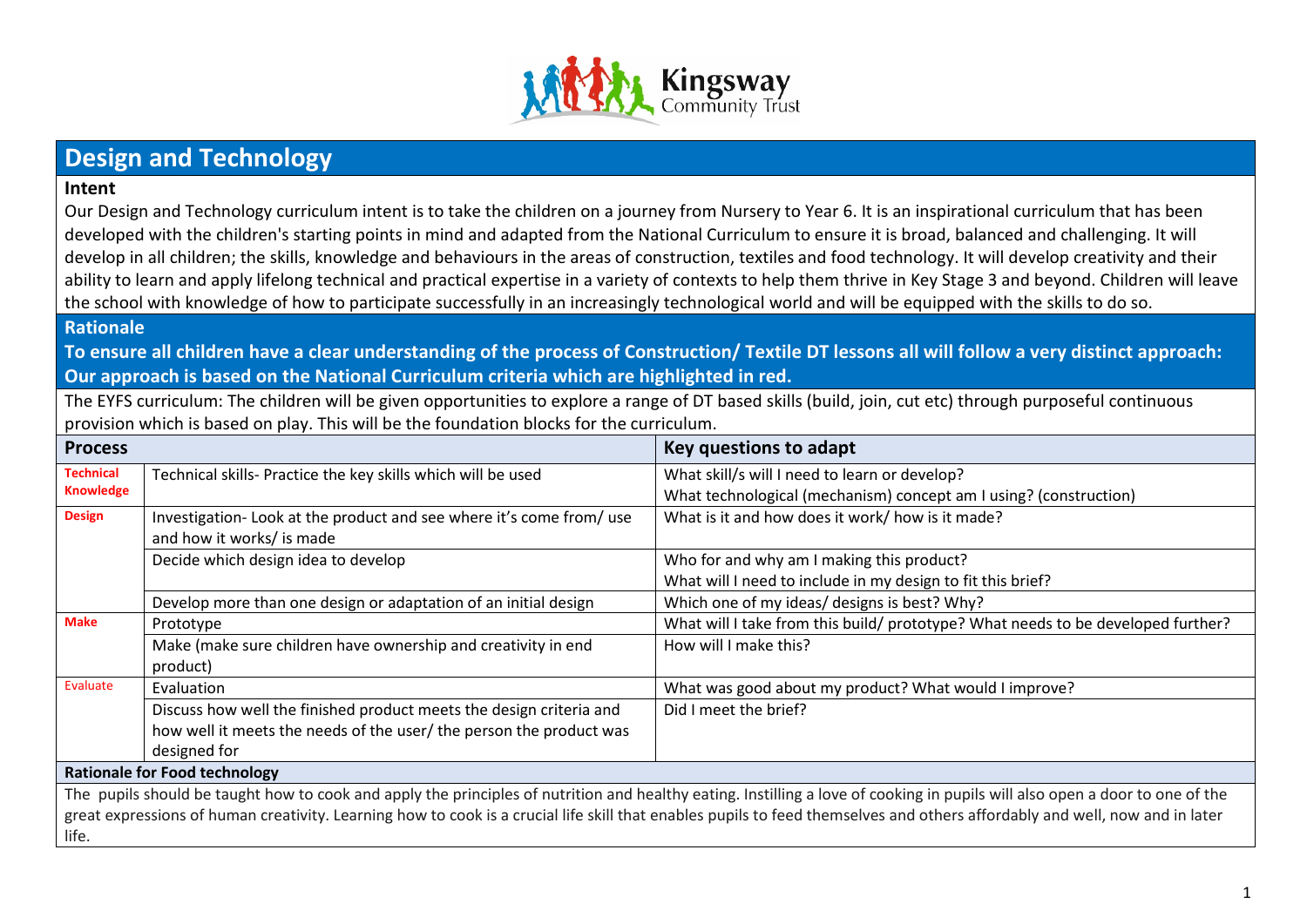Kingsway Community Trust

# Design and Technology

## Intent

Our Design and Technology curriculum intent is to take the children on a journey from Nursery to Year 6. It is an inspirational curriculum that has been developed with the children's starting points in mind and adapted from the National Curriculum to ensure it is broad, balanced and challenging. It will develop in all children; the skills, knowledge and behaviours in the areas of construction, textiles and food technology. It will develop creativity and their ability to learn and apply lifelong technical and practical expertise in a variety of contexts to help them thrive in Key Stage 3 and beyond. Children will leave the school with knowledge of how to participate successfully in an increasingly technological world and will be equipped with the skills to do so.

## Rationale

**To ensure all children have a clear understanding of the process of Construction/ Textile DT lessons all will follow a very distinct approach: Our approach is based on the National Curriculum criteria which are highlighted in red.**

The EYFS curriculum: The children will be given opportunities to explore a range of DT based skills (build, join, cut etc) through purposeful continuous provision which is based on play. This will be the foundation blocks for the curriculum.

| Process | | Key questions to adapt |
| --- | --- | --- |
| **Technical Knowledge** | Technical skills- Practice the key skills which will be used | What skill/s will I need to learn or develop?<br>What technological (mechanism) concept am I using? (construction) |
| **Design** | Investigation- Look at the product and see where it's come from/ use and how it works/ is made | What is it and how does it work/ how is it made? |
| | Decide which design idea to develop | Who for and why am I making this product?<br>What will I need to include in my design to fit this brief? |
| | Develop more than one design or adaptation of an initial design | Which one of my ideas/ designs is best? Why? |
| **Make** | Prototype | What will I take from this build/ prototype? What needs to be developed further? |
| | Make (make sure children have ownership and creativity in end product) | How will I make this? |
| Evaluate | Evaluation | What was good about my product? What would I improve? |
| | Discuss how well the finished product meets the design criteria and how well it meets the needs of the user/ the person the product was designed for | Did I meet the brief? |

**Rationale for Food technology**

The pupils should be taught how to cook and apply the principles of nutrition and healthy eating. Instilling a love of cooking in pupils will also open a door to one of the great expressions of human creativity. Learning how to cook is a crucial life skill that enables pupils to feed themselves and others affordably and well, now and in later life.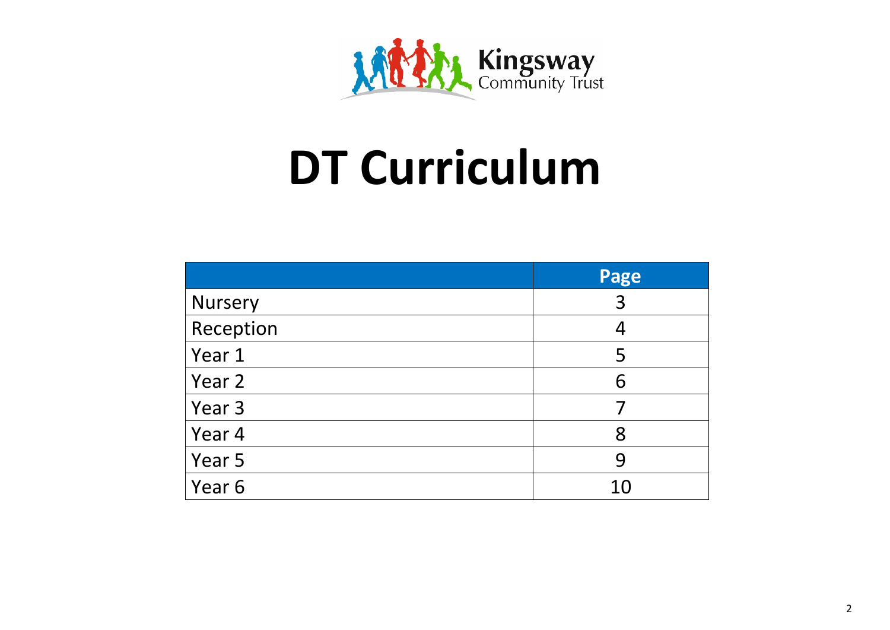Kingsway Community Trust

# DT Curriculum

| | Page |
|---|---|
| Nursery | 3 |
| Reception | 4 |
| Year 1 | 5 |
| Year 2 | 6 |
| Year 3 | 7 |
| Year 4 | 8 |
| Year 5 | 9 |
| Year 6 | 10 |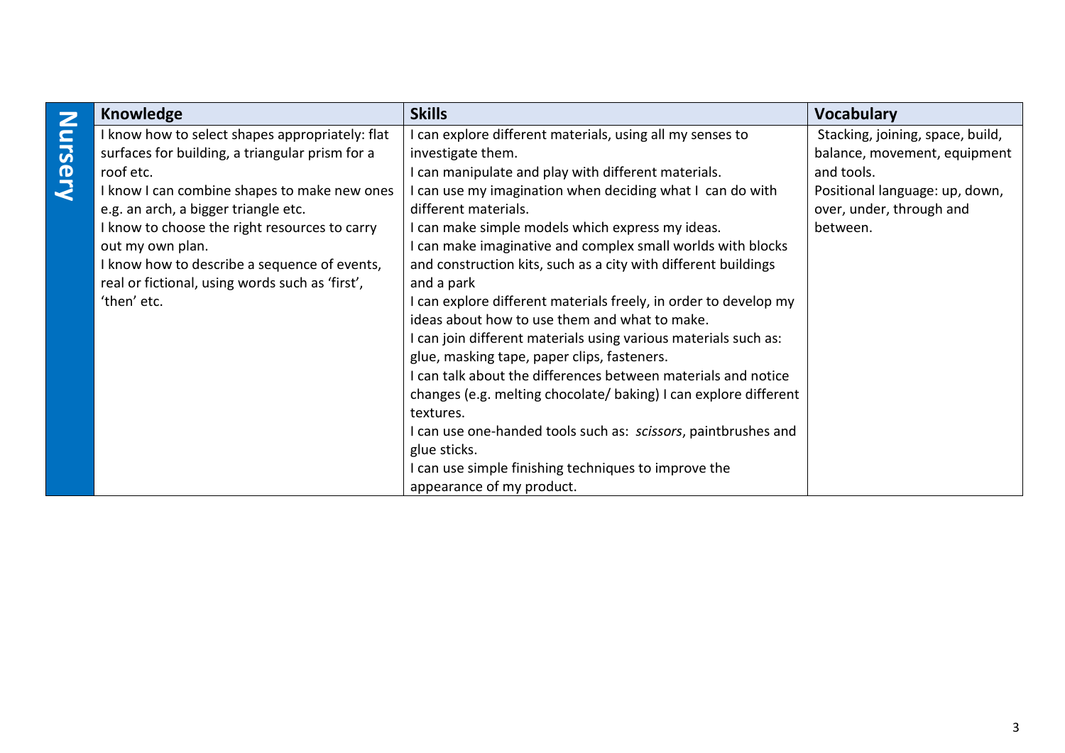| Nursery | Knowledge | Skills | Vocabulary |
|---|---|---|---|
| | I know how to select shapes appropriately: flat surfaces for building, a triangular prism for a roof etc.<br>I know I can combine shapes to make new ones e.g. an arch, a bigger triangle etc.<br>I know to choose the right resources to carry out my own plan.<br>I know how to describe a sequence of events, real or fictional, using words such as 'first', 'then' etc. | I can explore different materials, using all my senses to investigate them.<br>I can manipulate and play with different materials.<br>I can use my imagination when deciding what I can do with different materials.<br>I can make simple models which express my ideas.<br>I can make imaginative and complex small worlds with blocks and construction kits, such as a city with different buildings and a park<br>I can explore different materials freely, in order to develop my ideas about how to use them and what to make.<br>I can join different materials using various materials such as: glue, masking tape, paper clips, fasteners.<br>I can talk about the differences between materials and notice changes (e.g. melting chocolate/ baking) I can explore different textures.<br>I can use one-handed tools such as: *scissors*, paintbrushes and glue sticks.<br>I can use simple finishing techniques to improve the appearance of my product. | Stacking, joining, space, build, balance, movement, equipment and tools.<br>Positional language: up, down, over, under, through and between. |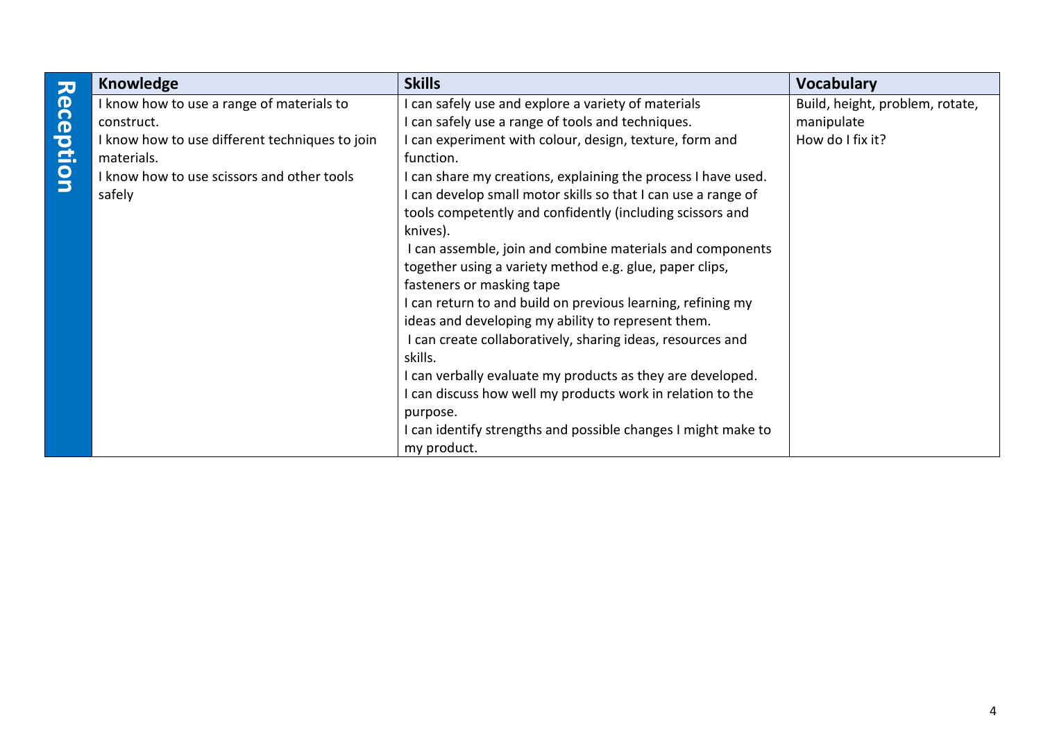| Reception | Knowledge | Skills | Vocabulary |
|---|---|---|---|
| | I know how to use a range of materials to construct.<br>I know how to use different techniques to join materials.<br>I know how to use scissors and other tools safely | I can safely use and explore a variety of materials<br>I can safely use a range of tools and techniques.<br>I can experiment with colour, design, texture, form and function.<br>I can share my creations, explaining the process I have used.<br>I can develop small motor skills so that I can use a range of tools competently and confidently (including scissors and knives).<br>I can assemble, join and combine materials and components together using a variety method e.g. glue, paper clips, fasteners or masking tape<br>I can return to and build on previous learning, refining my ideas and developing my ability to represent them.<br>I can create collaboratively, sharing ideas, resources and skills.<br>I can verbally evaluate my products as they are developed.<br>I can discuss how well my products work in relation to the purpose.<br>I can identify strengths and possible changes I might make to my product. | Build, height, problem, rotate, manipulate<br>How do I fix it? |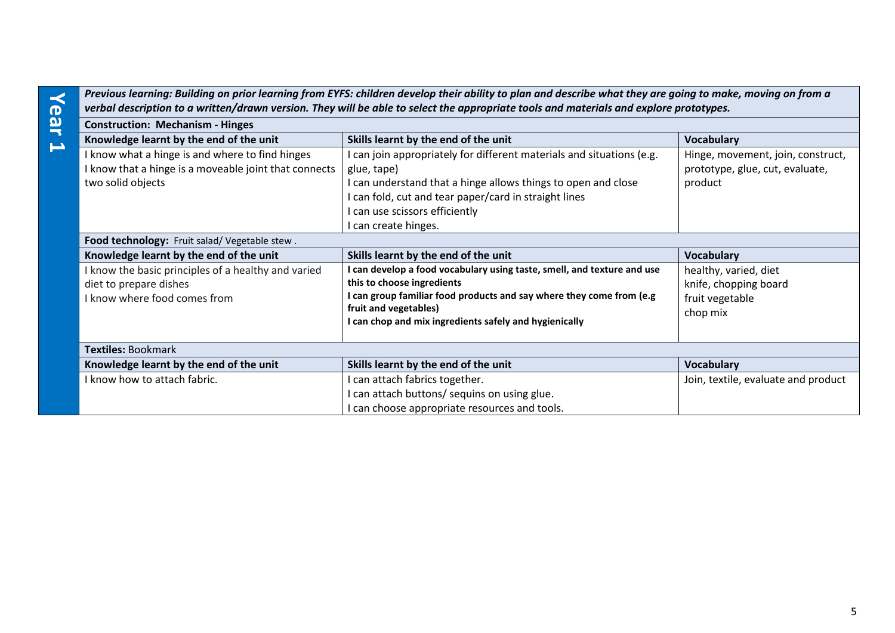## Year 1

***Previous learning: Building on prior learning from EYFS: children develop their ability to plan and describe what they are going to make, moving on from a verbal description to a written/drawn version. They will be able to select the appropriate tools and materials and explore prototypes.***

**Construction: Mechanism - Hinges**

| Knowledge learnt by the end of the unit | Skills learnt by the end of the unit | Vocabulary |
| --- | --- | --- |
| I know what a hinge is and where to find hinges<br>I know that a hinge is a moveable joint that connects two solid objects | I can join appropriately for different materials and situations (e.g. glue, tape)<br>I can understand that a hinge allows things to open and close<br>I can fold, cut and tear paper/card in straight lines<br>I can use scissors efficiently<br>I can create hinges. | Hinge, movement, join, construct, prototype, glue, cut, evaluate, product |

**Food technology:** Fruit salad/ Vegetable stew .

| Knowledge learnt by the end of the unit | Skills learnt by the end of the unit | Vocabulary |
| --- | --- | --- |
| I know the basic principles of a healthy and varied diet to prepare dishes<br>I know where food comes from | **I can develop a food vocabulary using taste, smell, and texture and use this to choose ingredients**<br>**I can group familiar food products and say where they come from (e.g fruit and vegetables)**<br>**I can chop and mix ingredients safely and hygienically** | healthy, varied, diet<br>knife, chopping board<br>fruit vegetable<br>chop mix |

**Textiles:** Bookmark

| Knowledge learnt by the end of the unit | Skills learnt by the end of the unit | Vocabulary |
| --- | --- | --- |
| I know how to attach fabric. | I can attach fabrics together.<br>I can attach buttons/ sequins on using glue.<br>I can choose appropriate resources and tools. | Join, textile, evaluate and product |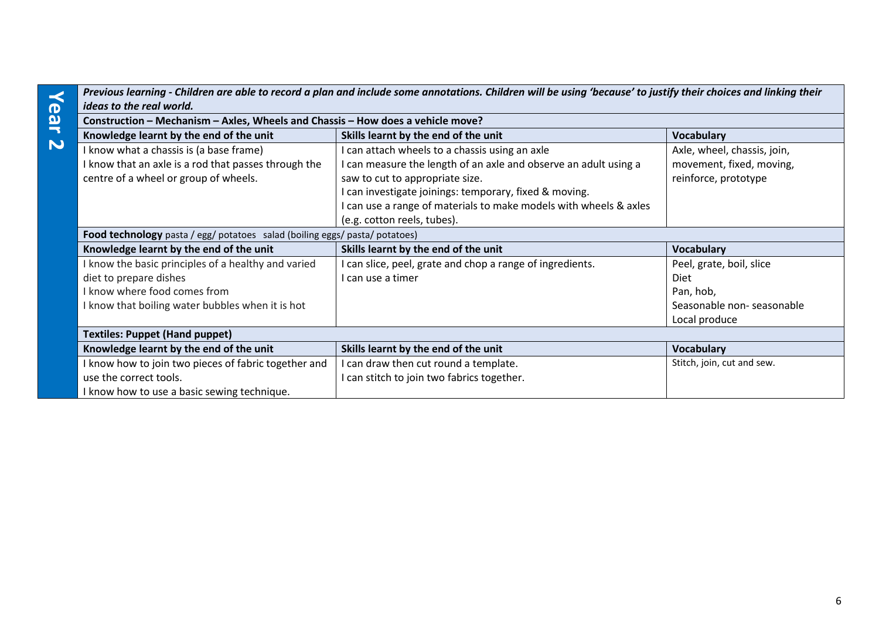## Year 2

| ***Previous learning - Children are able to record a plan and include some annotations. Children will be using 'because' to justify their choices and linking their ideas to the real world.*** | | |
|---|---|---|
| **Construction – Mechanism – Axles, Wheels and Chassis – How does a vehicle move?** | | |
| **Knowledge learnt by the end of the unit** | **Skills learnt by the end of the unit** | **Vocabulary** |
| I know what a chassis is (a base frame)<br>I know that an axle is a rod that passes through the centre of a wheel or group of wheels. | I can attach wheels to a chassis using an axle<br>I can measure the length of an axle and observe an adult using a saw to cut to appropriate size.<br>I can investigate joinings: temporary, fixed & moving.<br>I can use a range of materials to make models with wheels & axles (e.g. cotton reels, tubes). | Axle, wheel, chassis, join, movement, fixed, moving, reinforce, prototype |
| **Food technology** pasta / egg/ potatoes salad (boiling eggs/ pasta/ potatoes) | | |
| **Knowledge learnt by the end of the unit** | **Skills learnt by the end of the unit** | **Vocabulary** |
| I know the basic principles of a healthy and varied diet to prepare dishes<br>I know where food comes from<br>I know that boiling water bubbles when it is hot | I can slice, peel, grate and chop a range of ingredients.<br>I can use a timer | Peel, grate, boil, slice<br>Diet<br>Pan, hob,<br>Seasonable non- seasonable<br>Local produce |
| **Textiles: Puppet (Hand puppet)** | | |
| **Knowledge learnt by the end of the unit** | **Skills learnt by the end of the unit** | **Vocabulary** |
| I know how to join two pieces of fabric together and use the correct tools.<br>I know how to use a basic sewing technique. | I can draw then cut round a template.<br>I can stitch to join two fabrics together. | Stitch, join, cut and sew. |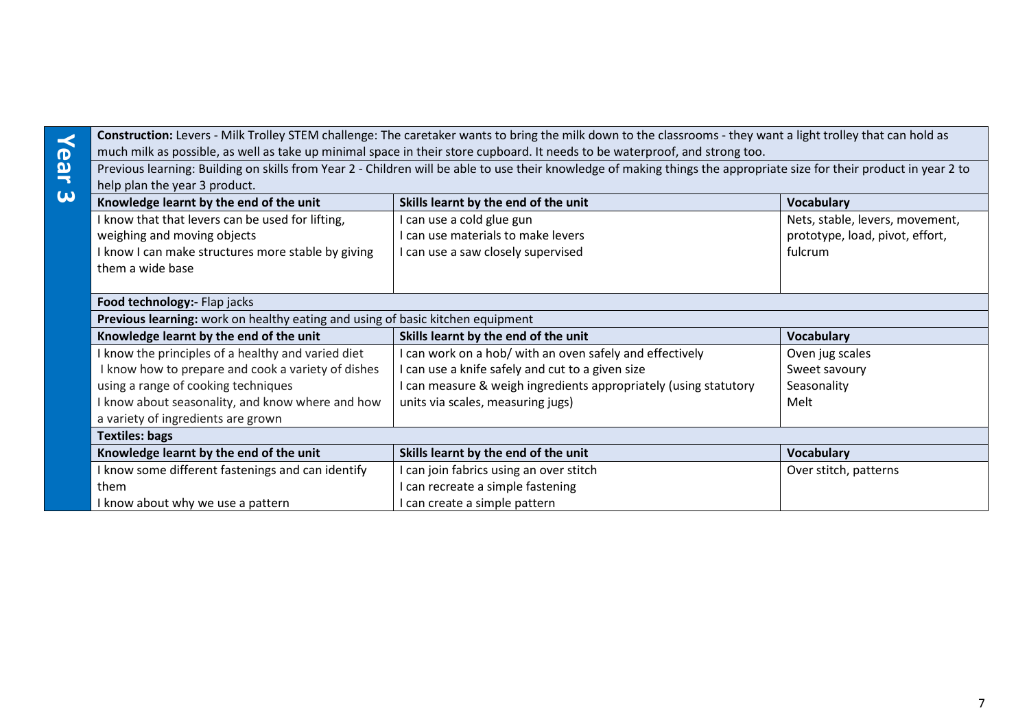## Year 3

| **Construction:** Levers - Milk Trolley STEM challenge: The caretaker wants to bring the milk down to the classrooms - they want a light trolley that can hold as much milk as possible, as well as take up minimal space in their store cupboard. It needs to be waterproof, and strong too. | | |
|---|---|---|
| Previous learning: Building on skills from Year 2 - Children will be able to use their knowledge of making things the appropriate size for their product in year 2 to help plan the year 3 product. | | |
| **Knowledge learnt by the end of the unit** | **Skills learnt by the end of the unit** | **Vocabulary** |
| I know that that levers can be used for lifting, weighing and moving objects<br>I know I can make structures more stable by giving them a wide base | I can use a cold glue gun<br>I can use materials to make levers<br>I can use a saw closely supervised | Nets, stable, levers, movement, prototype, load, pivot, effort, fulcrum |
| **Food technology:-** Flap jacks | | |
| **Previous learning:** work on healthy eating and using of basic kitchen equipment | | |
| **Knowledge learnt by the end of the unit** | **Skills learnt by the end of the unit** | **Vocabulary** |
| I know the principles of a healthy and varied diet<br>I know how to prepare and cook a variety of dishes using a range of cooking techniques<br>I know about seasonality, and know where and how a variety of ingredients are grown | I can work on a hob/ with an oven safely and effectively<br>I can use a knife safely and cut to a given size<br>I can measure & weigh ingredients appropriately (using statutory units via scales, measuring jugs) | Oven jug scales<br>Sweet savoury<br>Seasonality<br>Melt |
| **Textiles: bags** | | |
| **Knowledge learnt by the end of the unit** | **Skills learnt by the end of the unit** | **Vocabulary** |
| I know some different fastenings and can identify them<br>I know about why we use a pattern | I can join fabrics using an over stitch<br>I can recreate a simple fastening<br>I can create a simple pattern | Over stitch, patterns |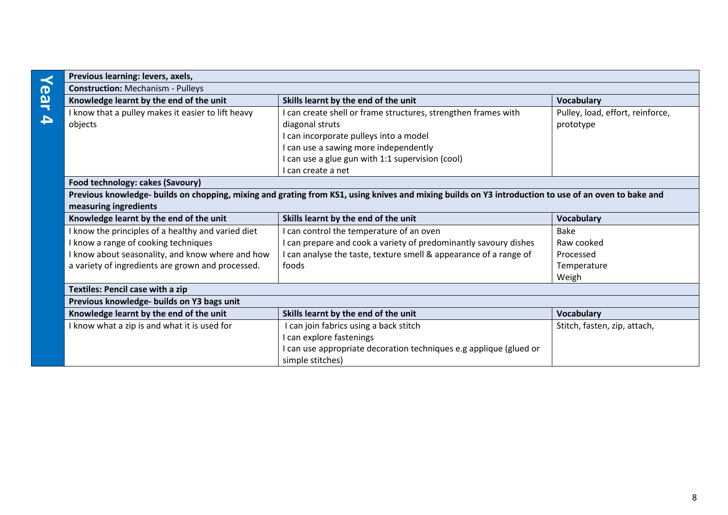## Year 4

| Previous learning: levers, axels, | | |
|---|---|---|
| **Construction:** Mechanism - Pulleys | | |
| **Knowledge learnt by the end of the unit** | **Skills learnt by the end of the unit** | **Vocabulary** |
| I know that a pulley makes it easier to lift heavy objects | I can create shell or frame structures, strengthen frames with diagonal struts<br>I can incorporate pulleys into a model<br>I can use a sawing more independently<br>I can use a glue gun with 1:1 supervision (cool)<br>I can create a net | Pulley, load, effort, reinforce, prototype |
| **Food technology: cakes (Savoury)** | | |
| **Previous knowledge- builds on chopping, mixing and grating from KS1, using knives and mixing builds on Y3 introduction to use of an oven to bake and measuring ingredients** | | |
| **Knowledge learnt by the end of the unit** | **Skills learnt by the end of the unit** | **Vocabulary** |
| I know the principles of a healthy and varied diet<br>I know a range of cooking techniques<br>I know about seasonality, and know where and how a variety of ingredients are grown and processed. | I can control the temperature of an oven<br>I can prepare and cook a variety of predominantly savoury dishes<br>I can analyse the taste, texture smell & appearance of a range of foods | Bake<br>Raw cooked<br>Processed<br>Temperature<br>Weigh |
| **Textiles: Pencil case with a zip** | | |
| **Previous knowledge- builds on Y3 bags unit** | | |
| **Knowledge learnt by the end of the unit** | **Skills learnt by the end of the unit** | **Vocabulary** |
| I know what a zip is and what it is used for | I can join fabrics using a back stitch<br>I can explore fastenings<br>I can use appropriate decoration techniques e.g applique (glued or simple stitches) | Stitch, fasten, zip, attach, |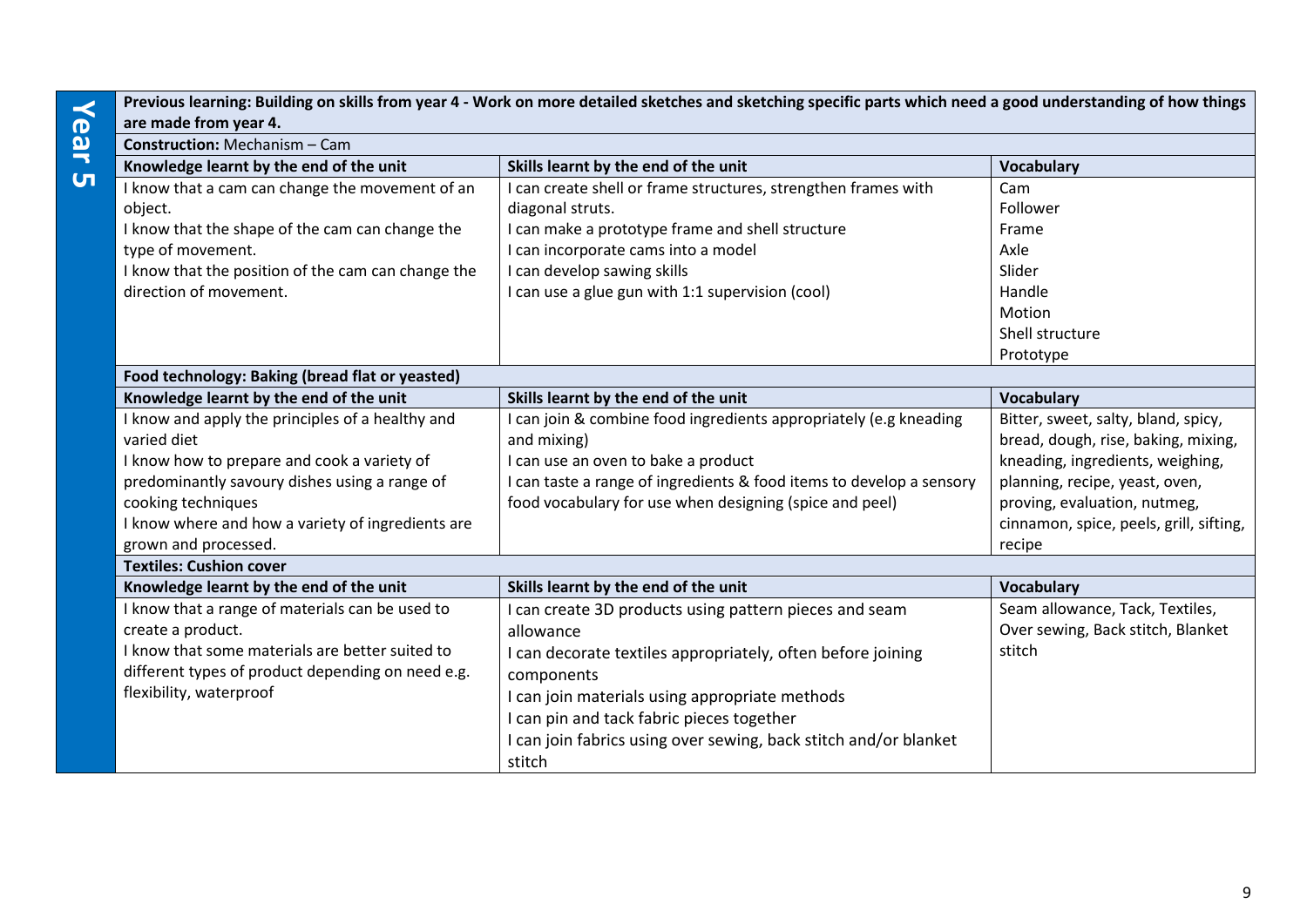## Year 5

**Previous learning: Building on skills from year 4 - Work on more detailed sketches and sketching specific parts which need a good understanding of how things are made from year 4.**

**Construction:** Mechanism – Cam

| Knowledge learnt by the end of the unit | Skills learnt by the end of the unit | Vocabulary |
|---|---|---|
| I know that a cam can change the movement of an object.<br>I know that the shape of the cam can change the type of movement.<br>I know that the position of the cam can change the direction of movement. | I can create shell or frame structures, strengthen frames with diagonal struts.<br>I can make a prototype frame and shell structure<br>I can incorporate cams into a model<br>I can develop sawing skills<br>I can use a glue gun with 1:1 supervision (cool) | Cam<br>Follower<br>Frame<br>Axle<br>Slider<br>Handle<br>Motion<br>Shell structure<br>Prototype |

**Food technology: Baking (bread flat or yeasted)**

| Knowledge learnt by the end of the unit | Skills learnt by the end of the unit | Vocabulary |
|---|---|---|
| I know and apply the principles of a healthy and varied diet<br>I know how to prepare and cook a variety of predominantly savoury dishes using a range of cooking techniques<br>I know where and how a variety of ingredients are grown and processed. | I can join & combine food ingredients appropriately (e.g kneading and mixing)<br>I can use an oven to bake a product<br>I can taste a range of ingredients & food items to develop a sensory food vocabulary for use when designing (spice and peel) | Bitter, sweet, salty, bland, spicy, bread, dough, rise, baking, mixing, kneading, ingredients, weighing, planning, recipe, yeast, oven, proving, evaluation, nutmeg, cinnamon, spice, peels, grill, sifting, recipe |

**Textiles: Cushion cover**

| Knowledge learnt by the end of the unit | Skills learnt by the end of the unit | Vocabulary |
|---|---|---|
| I know that a range of materials can be used to create a product.<br>I know that some materials are better suited to different types of product depending on need e.g. flexibility, waterproof | I can create 3D products using pattern pieces and seam allowance<br>I can decorate textiles appropriately, often before joining components<br>I can join materials using appropriate methods<br>I can pin and tack fabric pieces together<br>I can join fabrics using over sewing, back stitch and/or blanket stitch | Seam allowance, Tack, Textiles, Over sewing, Back stitch, Blanket stitch |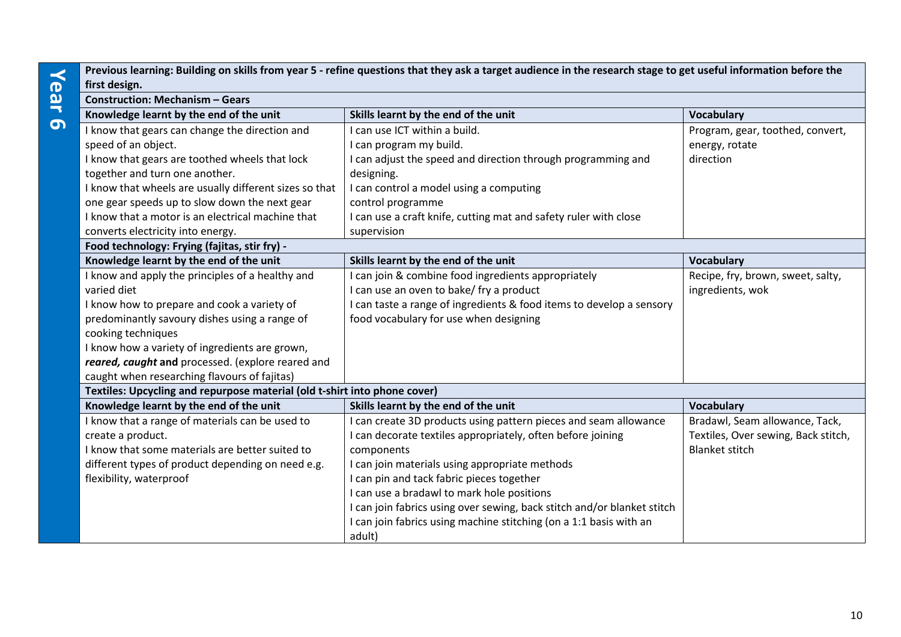## Year 6

| | | |
|---|---|---|
| **Previous learning: Building on skills from year 5 - refine questions that they ask a target audience in the research stage to get useful information before the first design.** | | |
| **Construction: Mechanism – Gears** | | |
| **Knowledge learnt by the end of the unit** | **Skills learnt by the end of the unit** | **Vocabulary** |
| I know that gears can change the direction and speed of an object.<br>I know that gears are toothed wheels that lock together and turn one another.<br>I know that wheels are usually different sizes so that one gear speeds up to slow down the next gear<br>I know that a motor is an electrical machine that converts electricity into energy. | I can use ICT within a build.<br>I can program my build.<br>I can adjust the speed and direction through programming and designing.<br>I can control a model using a computing control programme<br>I can use a craft knife, cutting mat and safety ruler with close supervision | Program, gear, toothed, convert, energy, rotate direction |
| **Food technology: Frying (fajitas, stir fry) -** | | |
| **Knowledge learnt by the end of the unit** | **Skills learnt by the end of the unit** | **Vocabulary** |
| I know and apply the principles of a healthy and varied diet<br>I know how to prepare and cook a variety of predominantly savoury dishes using a range of cooking techniques<br>I know how a variety of ingredients are grown, ***reared, caught*** **and** processed. (explore reared and caught when researching flavours of fajitas) | I can join & combine food ingredients appropriately<br>I can use an oven to bake/ fry a product<br>I can taste a range of ingredients & food items to develop a sensory food vocabulary for use when designing | Recipe, fry, brown, sweet, salty, ingredients, wok |
| **Textiles: Upcycling and repurpose material (old t-shirt into phone cover)** | | |
| **Knowledge learnt by the end of the unit** | **Skills learnt by the end of the unit** | **Vocabulary** |
| I know that a range of materials can be used to create a product.<br>I know that some materials are better suited to different types of product depending on need e.g. flexibility, waterproof | I can create 3D products using pattern pieces and seam allowance<br>I can decorate textiles appropriately, often before joining components<br>I can join materials using appropriate methods<br>I can pin and tack fabric pieces together<br>I can use a bradawl to mark hole positions<br>I can join fabrics using over sewing, back stitch and/or blanket stitch<br>I can join fabrics using machine stitching (on a 1:1 basis with an adult) | Bradawl, Seam allowance, Tack, Textiles, Over sewing, Back stitch, Blanket stitch |